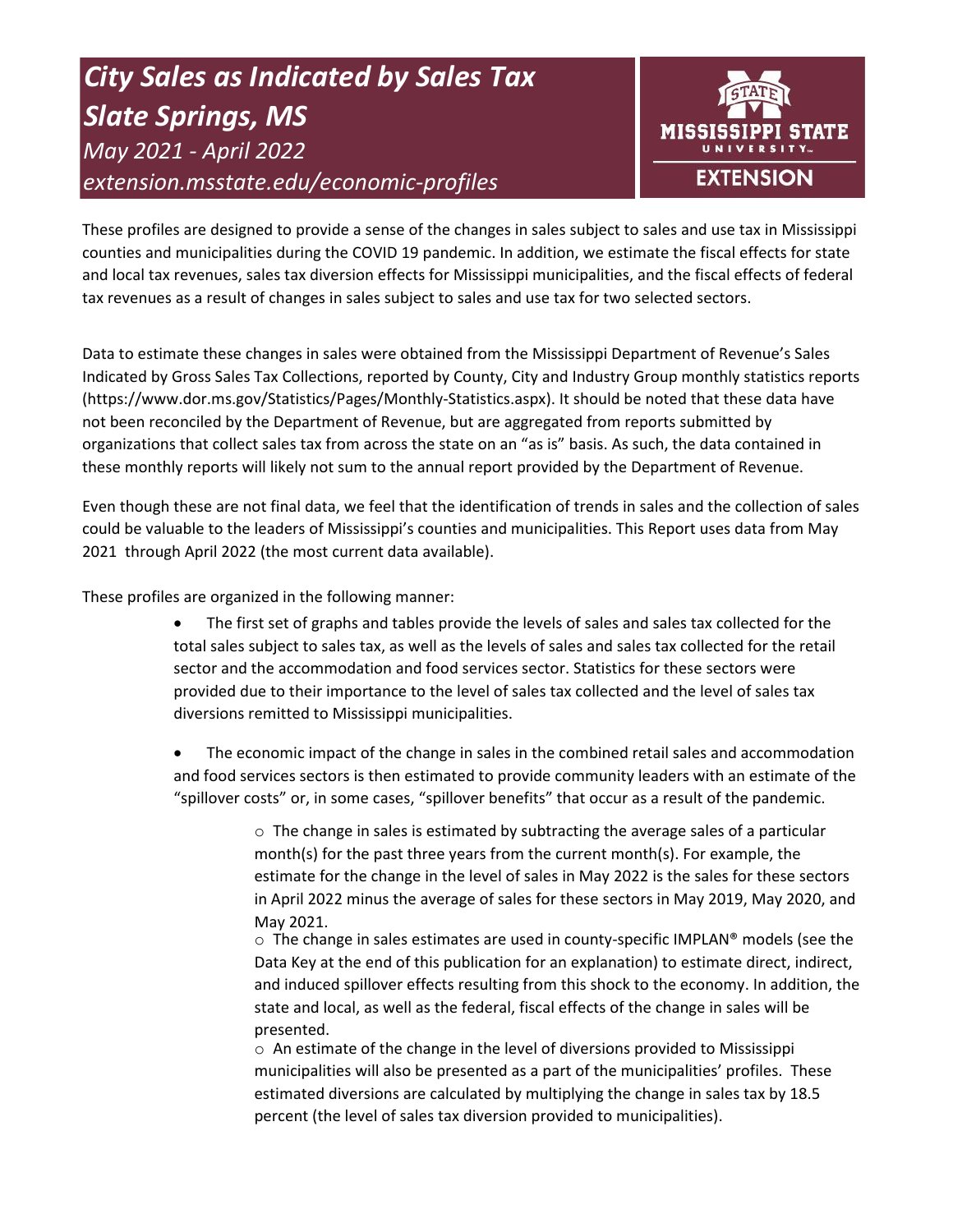# *City Sales as Indicated by Sales Tax*
# *Slate Springs, MS*

*May 2021 - April 2022*

*extension.msstate.edu/economic-profiles*

MISSISSIPPI STATE UNIVERSITY EXTENSION

These profiles are designed to provide a sense of the changes in sales subject to sales and use tax in Mississippi counties and municipalities during the COVID 19 pandemic. In addition, we estimate the fiscal effects for state and local tax revenues, sales tax diversion effects for Mississippi municipalities, and the fiscal effects of federal tax revenues as a result of changes in sales subject to sales and use tax for two selected sectors.

Data to estimate these changes in sales were obtained from the Mississippi Department of Revenue's Sales Indicated by Gross Sales Tax Collections, reported by County, City and Industry Group monthly statistics reports (https://www.dor.ms.gov/Statistics/Pages/Monthly-Statistics.aspx). It should be noted that these data have not been reconciled by the Department of Revenue, but are aggregated from reports submitted by organizations that collect sales tax from across the state on an "as is" basis. As such, the data contained in these monthly reports will likely not sum to the annual report provided by the Department of Revenue.

Even though these are not final data, we feel that the identification of trends in sales and the collection of sales could be valuable to the leaders of Mississippi's counties and municipalities. This Report uses data from May 2021 through April 2022 (the most current data available).

These profiles are organized in the following manner:

- The first set of graphs and tables provide the levels of sales and sales tax collected for the total sales subject to sales tax, as well as the levels of sales and sales tax collected for the retail sector and the accommodation and food services sector. Statistics for these sectors were provided due to their importance to the level of sales tax collected and the level of sales tax diversions remitted to Mississippi municipalities.
- The economic impact of the change in sales in the combined retail sales and accommodation and food services sectors is then estimated to provide community leaders with an estimate of the "spillover costs" or, in some cases, "spillover benefits" that occur as a result of the pandemic.
    - The change in sales is estimated by subtracting the average sales of a particular month(s) for the past three years from the current month(s). For example, the estimate for the change in the level of sales in May 2022 is the sales for these sectors in April 2022 minus the average of sales for these sectors in May 2019, May 2020, and May 2021.
    - The change in sales estimates are used in county-specific IMPLAN® models (see the Data Key at the end of this publication for an explanation) to estimate direct, indirect, and induced spillover effects resulting from this shock to the economy. In addition, the state and local, as well as the federal, fiscal effects of the change in sales will be presented.
    - An estimate of the change in the level of diversions provided to Mississippi municipalities will also be presented as a part of the municipalities' profiles. These estimated diversions are calculated by multiplying the change in sales tax by 18.5 percent (the level of sales tax diversion provided to municipalities).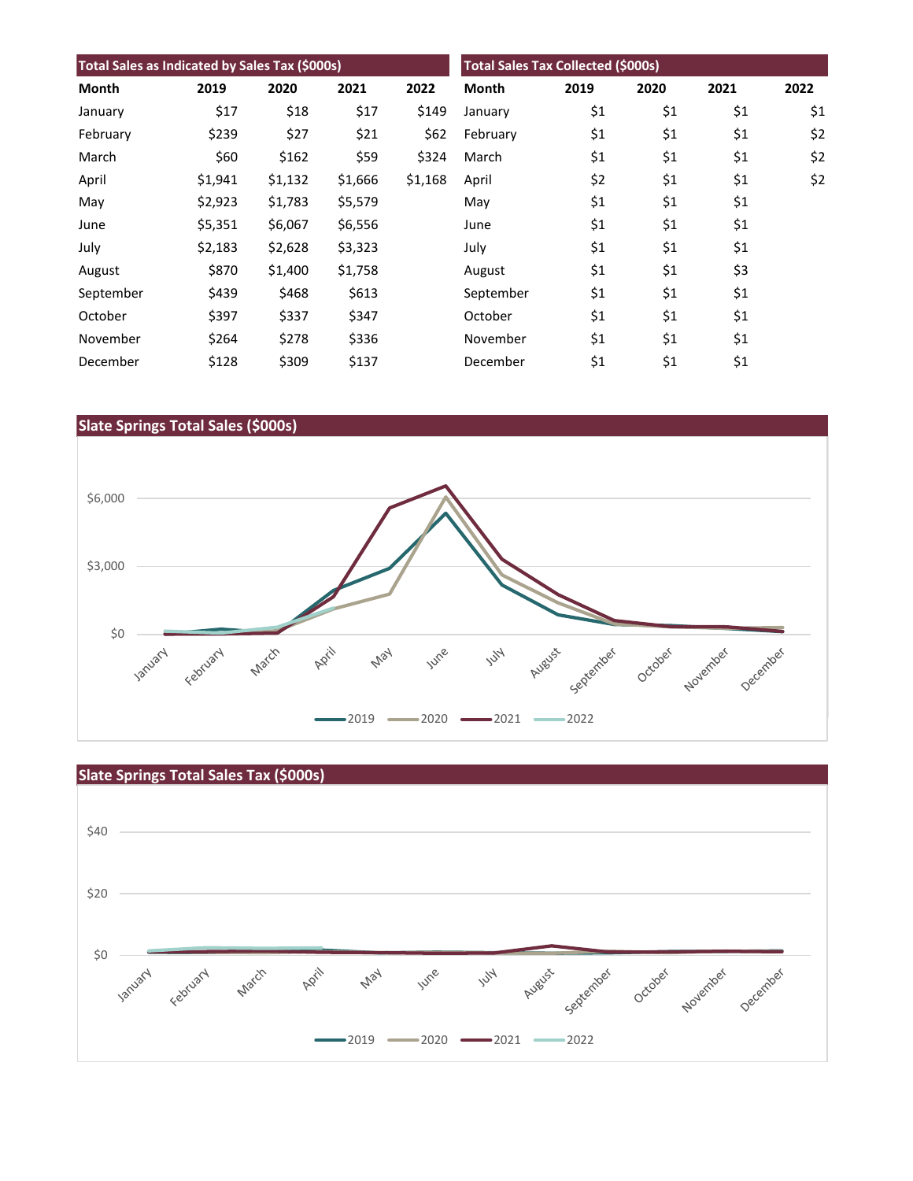| Total Sales as Indicated by Sales Tax ($000s) | | | | |
|---|---|---|---|---|
| Month | 2019 | 2020 | 2021 | 2022 |
| January | $17 | $18 | $17 | $149 |
| February | $239 | $27 | $21 | $62 |
| March | $60 | $162 | $59 | $324 |
| April | $1,941 | $1,132 | $1,666 | $1,168 |
| May | $2,923 | $1,783 | $5,579 | |
| June | $5,351 | $6,067 | $6,556 | |
| July | $2,183 | $2,628 | $3,323 | |
| August | $870 | $1,400 | $1,758 | |
| September | $439 | $468 | $613 | |
| October | $397 | $337 | $347 | |
| November | $264 | $278 | $336 | |
| December | $128 | $309 | $137 | |

| Total Sales Tax Collected ($000s) | | | | |
|---|---|---|---|---|
| Month | 2019 | 2020 | 2021 | 2022 |
| January | $1 | $1 | $1 | $1 |
| February | $1 | $1 | $1 | $2 |
| March | $1 | $1 | $1 | $2 |
| April | $2 | $1 | $1 | $2 |
| May | $1 | $1 | $1 | |
| June | $1 | $1 | $1 | |
| July | $1 | $1 | $1 | |
| August | $1 | $1 | $3 | |
| September | $1 | $1 | $1 | |
| October | $1 | $1 | $1 | |
| November | $1 | $1 | $1 | |
| December | $1 | $1 | $1 | |

## Slate Springs Total Sales ($000s)

## Slate Springs Total Sales Tax ($000s)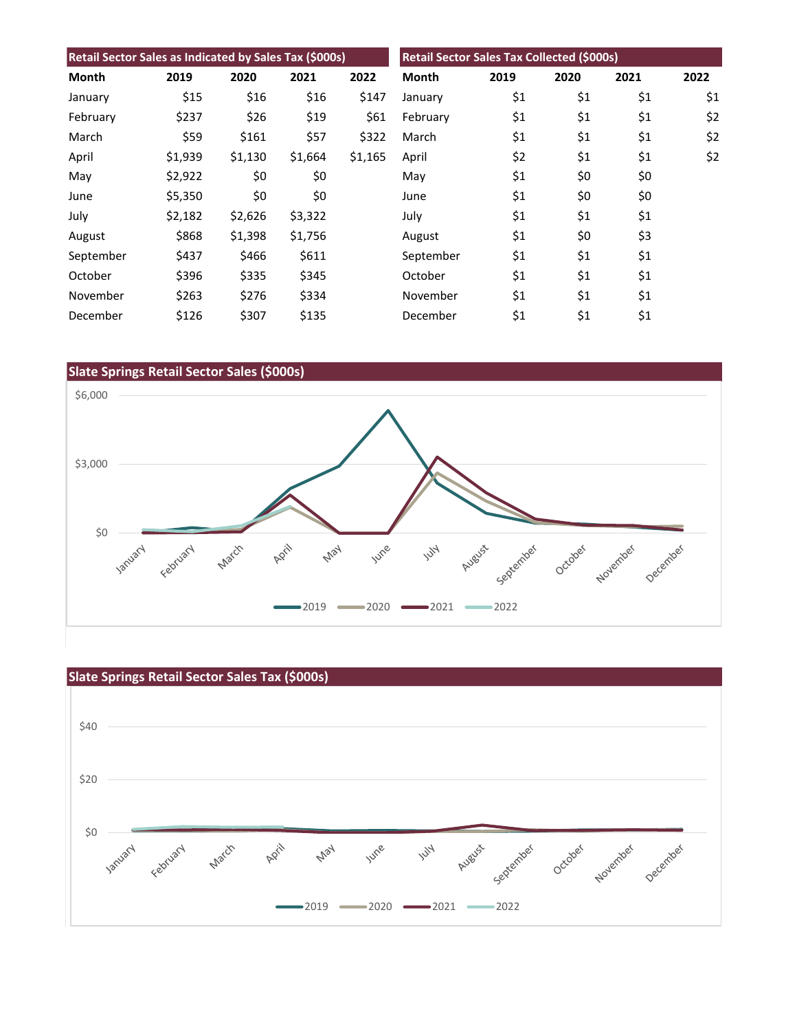| Retail Sector Sales as Indicated by Sales Tax ($000s) | | | | |
|---|---|---|---|---|
| Month | 2019 | 2020 | 2021 | 2022 |
| January | $15 | $16 | $16 | $147 |
| February | $237 | $26 | $19 | $61 |
| March | $59 | $161 | $57 | $322 |
| April | $1,939 | $1,130 | $1,664 | $1,165 |
| May | $2,922 | $0 | $0 | |
| June | $5,350 | $0 | $0 | |
| July | $2,182 | $2,626 | $3,322 | |
| August | $868 | $1,398 | $1,756 | |
| September | $437 | $466 | $611 | |
| October | $396 | $335 | $345 | |
| November | $263 | $276 | $334 | |
| December | $126 | $307 | $135 | |

| Retail Sector Sales Tax Collected ($000s) | | | | |
|---|---|---|---|---|
| Month | 2019 | 2020 | 2021 | 2022 |
| January | $1 | $1 | $1 | $1 |
| February | $1 | $1 | $1 | $2 |
| March | $1 | $1 | $1 | $2 |
| April | $2 | $1 | $1 | $2 |
| May | $1 | $0 | $0 | |
| June | $1 | $0 | $0 | |
| July | $1 | $1 | $1 | |
| August | $1 | $0 | $3 | |
| September | $1 | $1 | $1 | |
| October | $1 | $1 | $1 | |
| November | $1 | $1 | $1 | |
| December | $1 | $1 | $1 | |

## Slate Springs Retail Sector Sales ($000s)

## Slate Springs Retail Sector Sales Tax ($000s)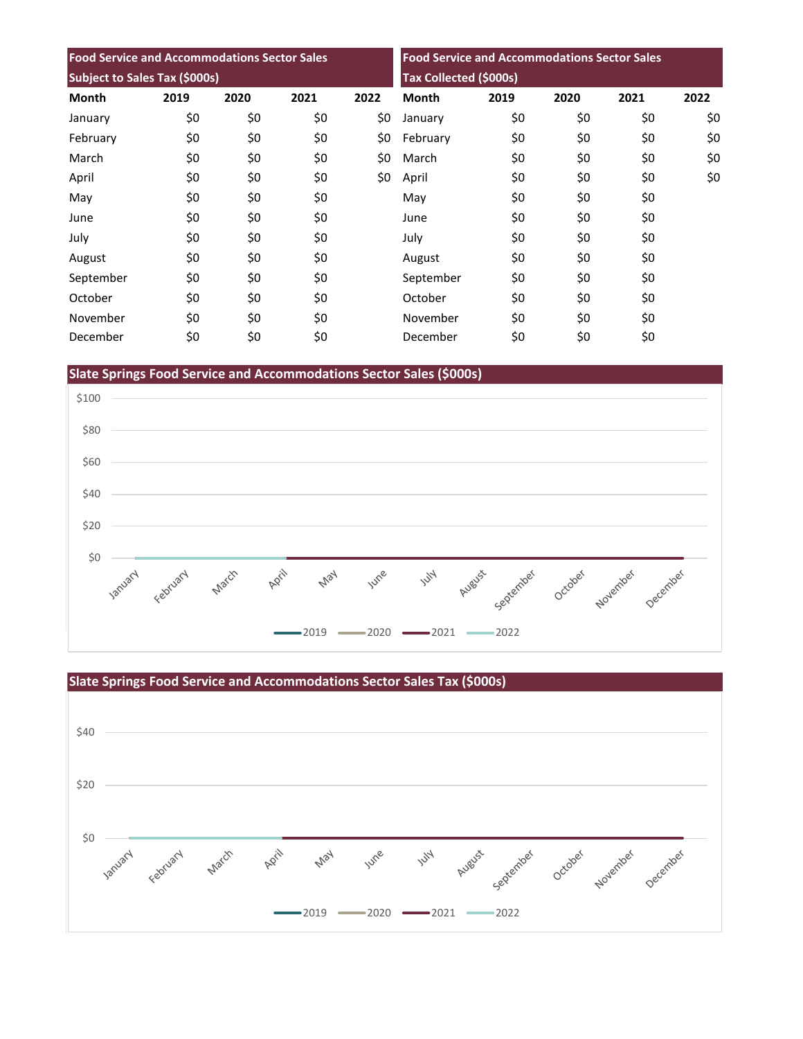| Food Service and Accommodations Sector Sales Subject to Sales Tax ($000s) | | | | |
|---|---|---|---|---|
| Month | 2019 | 2020 | 2021 | 2022 |
| January | $0 | $0 | $0 | $0 |
| February | $0 | $0 | $0 | $0 |
| March | $0 | $0 | $0 | $0 |
| April | $0 | $0 | $0 | $0 |
| May | $0 | $0 | $0 | |
| June | $0 | $0 | $0 | |
| July | $0 | $0 | $0 | |
| August | $0 | $0 | $0 | |
| September | $0 | $0 | $0 | |
| October | $0 | $0 | $0 | |
| November | $0 | $0 | $0 | |
| December | $0 | $0 | $0 | |

| Food Service and Accommodations Sector Sales Tax Collected ($000s) | | | | |
|---|---|---|---|---|
| Month | 2019 | 2020 | 2021 | 2022 |
| January | $0 | $0 | $0 | $0 |
| February | $0 | $0 | $0 | $0 |
| March | $0 | $0 | $0 | $0 |
| April | $0 | $0 | $0 | $0 |
| May | $0 | $0 | $0 | |
| June | $0 | $0 | $0 | |
| July | $0 | $0 | $0 | |
| August | $0 | $0 | $0 | |
| September | $0 | $0 | $0 | |
| October | $0 | $0 | $0 | |
| November | $0 | $0 | $0 | |
| December | $0 | $0 | $0 | |

## Slate Springs Food Service and Accommodations Sector Sales ($000s)

$100
$80
$60
$40
$20
$0

January February March April May June July August September October November December

2019 2020 2021 2022

## Slate Springs Food Service and Accommodations Sector Sales Tax ($000s)

$40
$20
$0

January February March April May June July August September October November December

2019 2020 2021 2022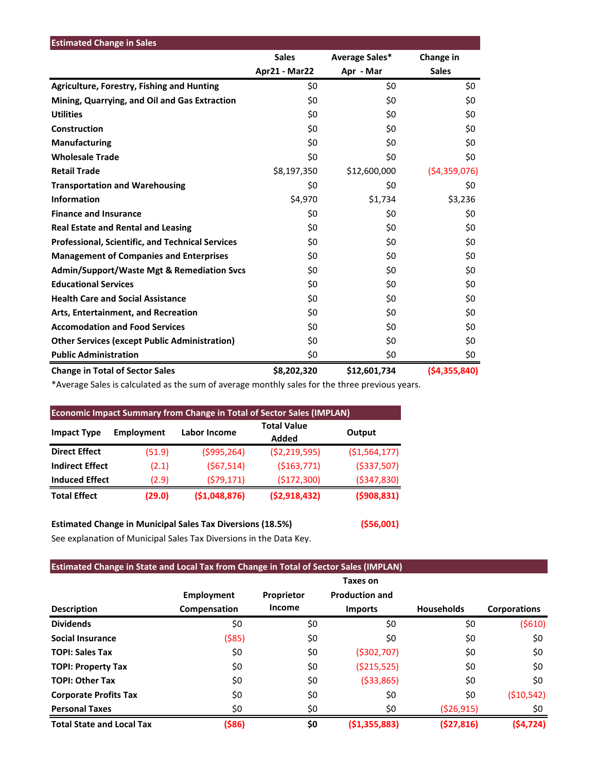| Estimated Change in Sales | Sales Apr21 - Mar22 | Average Sales* Apr - Mar | Change in Sales |
|---|---|---|---|
| **Agriculture, Forestry, Fishing and Hunting** | $0 | $0 | $0 |
| **Mining, Quarrying, and Oil and Gas Extraction** | $0 | $0 | $0 |
| **Utilities** | $0 | $0 | $0 |
| **Construction** | $0 | $0 | $0 |
| **Manufacturing** | $0 | $0 | $0 |
| **Wholesale Trade** | $0 | $0 | $0 |
| **Retail Trade** | $8,197,350 | $12,600,000 | ($4,359,076) |
| **Transportation and Warehousing** | $0 | $0 | $0 |
| **Information** | $4,970 | $1,734 | $3,236 |
| **Finance and Insurance** | $0 | $0 | $0 |
| **Real Estate and Rental and Leasing** | $0 | $0 | $0 |
| **Professional, Scientific, and Technical Services** | $0 | $0 | $0 |
| **Management of Companies and Enterprises** | $0 | $0 | $0 |
| **Admin/Support/Waste Mgt & Remediation Svcs** | $0 | $0 | $0 |
| **Educational Services** | $0 | $0 | $0 |
| **Health Care and Social Assistance** | $0 | $0 | $0 |
| **Arts, Entertainment, and Recreation** | $0 | $0 | $0 |
| **Accomodation and Food Services** | $0 | $0 | $0 |
| **Other Services (except Public Administration)** | $0 | $0 | $0 |
| **Public Administration** | $0 | $0 | $0 |
| **Change in Total of Sector Sales** | **$8,202,320** | **$12,601,734** | **($4,355,840)** |

*Average Sales is calculated as the sum of average monthly sales for the three previous years.

**Economic Impact Summary from Change in Total of Sector Sales (IMPLAN)**

| Impact Type | Employment | Labor Income | Total Value Added | Output |
|---|---|---|---|---|
| **Direct Effect** | (51.9) | ($995,264) | ($2,219,595) | ($1,564,177) |
| **Indirect Effect** | (2.1) | ($67,514) | ($163,771) | ($337,507) |
| **Induced Effect** | (2.9) | ($79,171) | ($172,300) | ($347,830) |
| **Total Effect** | **(29.0)** | **($1,048,876)** | **($2,918,432)** | **($908,831)** |

**Estimated Change in Municipal Sales Tax Diversions (18.5%)** **($56,001)**

See explanation of Municipal Sales Tax Diversions in the Data Key.

**Estimated Change in State and Local Tax from Change in Total of Sector Sales (IMPLAN)**

| Description | Employment Compensation | Proprietor Income | Taxes on Production and Imports | Households | Corporations |
|---|---|---|---|---|---|
| **Dividends** | $0 | $0 | $0 | $0 | ($610) |
| **Social Insurance** | ($85) | $0 | $0 | $0 | $0 |
| **TOPI: Sales Tax** | $0 | $0 | ($302,707) | $0 | $0 |
| **TOPI: Property Tax** | $0 | $0 | ($215,525) | $0 | $0 |
| **TOPI: Other Tax** | $0 | $0 | ($33,865) | $0 | $0 |
| **Corporate Profits Tax** | $0 | $0 | $0 | $0 | ($10,542) |
| **Personal Taxes** | $0 | $0 | $0 | ($26,915) | $0 |
| **Total State and Local Tax** | **($86)** | **$0** | **($1,355,883)** | **($27,816)** | **($4,724)** |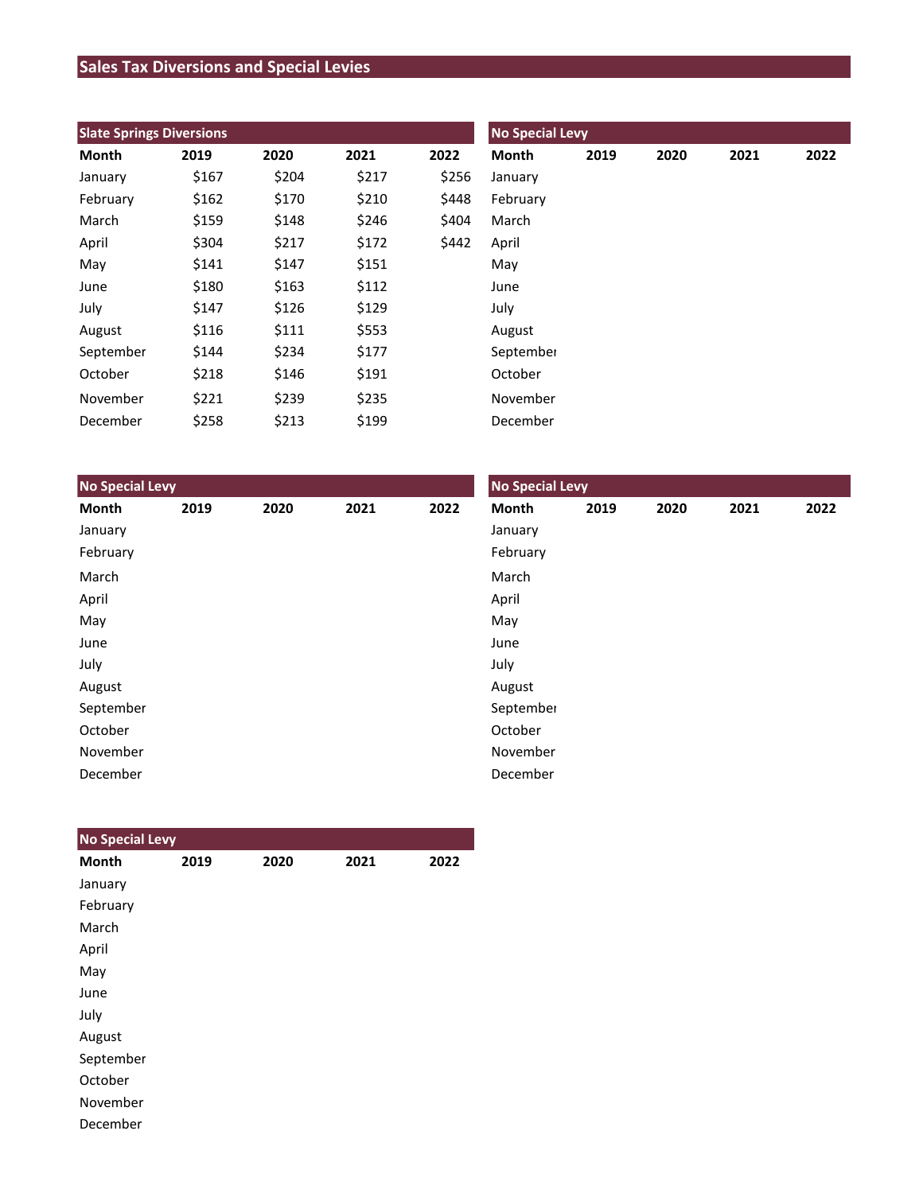## Sales Tax Diversions and Special Levies

| Slate Springs Diversions | | | | |
|---|---|---|---|---|
| Month | 2019 | 2020 | 2021 | 2022 |
| January | $167 | $204 | $217 | $256 |
| February | $162 | $170 | $210 | $448 |
| March | $159 | $148 | $246 | $404 |
| April | $304 | $217 | $172 | $442 |
| May | $141 | $147 | $151 | |
| June | $180 | $163 | $112 | |
| July | $147 | $126 | $129 | |
| August | $116 | $111 | $553 | |
| September | $144 | $234 | $177 | |
| October | $218 | $146 | $191 | |
| November | $221 | $239 | $235 | |
| December | $258 | $213 | $199 | |

| No Special Levy | | | | |
|---|---|---|---|---|
| Month | 2019 | 2020 | 2021 | 2022 |
| January | | | | |
| February | | | | |
| March | | | | |
| April | | | | |
| May | | | | |
| June | | | | |
| July | | | | |
| August | | | | |
| September | | | | |
| October | | | | |
| November | | | | |
| December | | | | |

| No Special Levy | | | | |
|---|---|---|---|---|
| Month | 2019 | 2020 | 2021 | 2022 |
| January | | | | |
| February | | | | |
| March | | | | |
| April | | | | |
| May | | | | |
| June | | | | |
| July | | | | |
| August | | | | |
| September | | | | |
| October | | | | |
| November | | | | |
| December | | | | |

| No Special Levy | | | | |
|---|---|---|---|---|
| Month | 2019 | 2020 | 2021 | 2022 |
| January | | | | |
| February | | | | |
| March | | | | |
| April | | | | |
| May | | | | |
| June | | | | |
| July | | | | |
| August | | | | |
| September | | | | |
| October | | | | |
| November | | | | |
| December | | | | |

| No Special Levy | | | | |
|---|---|---|---|---|
| Month | 2019 | 2020 | 2021 | 2022 |
| January | | | | |
| February | | | | |
| March | | | | |
| April | | | | |
| May | | | | |
| June | | | | |
| July | | | | |
| August | | | | |
| September | | | | |
| October | | | | |
| November | | | | |
| December | | | | |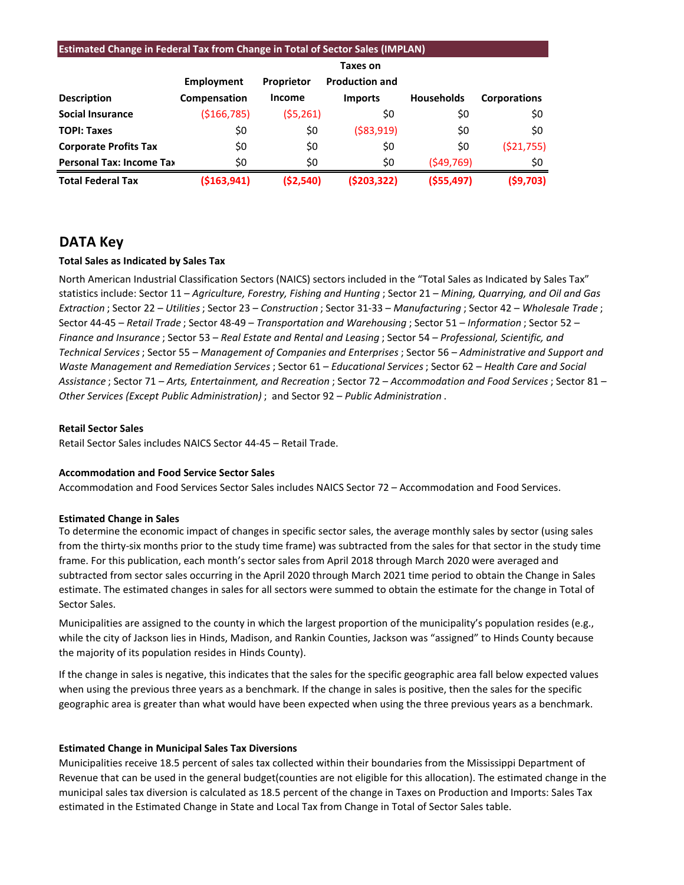| Estimated Change in Federal Tax from Change in Total of Sector Sales (IMPLAN) | | | | | |
|---|---|---|---|---|---|
| Description | Employment Compensation | Proprietor Income | Taxes on Production and Imports | Households | Corporations |
| **Social Insurance** | ($166,785) | ($5,261) | $0 | $0 | $0 |
| **TOPI: Taxes** | $0 | $0 | ($83,919) | $0 | $0 |
| **Corporate Profits Tax** | $0 | $0 | $0 | $0 | ($21,755) |
| **Personal Tax: Income Tax** | $0 | $0 | $0 | ($49,769) | $0 |
| **Total Federal Tax** | **($163,941)** | **($2,540)** | **($203,322)** | **($55,497)** | **($9,703)** |

## DATA Key

**Total Sales as Indicated by Sales Tax**

North American Industrial Classification Sectors (NAICS) sectors included in the "Total Sales as Indicated by Sales Tax" statistics include: Sector 11 – *Agriculture, Forestry, Fishing and Hunting* ; Sector 21 – *Mining, Quarrying, and Oil and Gas Extraction* ; Sector 22 – *Utilities* ; Sector 23 – *Construction* ; Sector 31-33 – *Manufacturing* ; Sector 42 – *Wholesale Trade* ; Sector 44-45 – *Retail Trade* ; Sector 48-49 – *Transportation and Warehousing* ; Sector 51 – *Information* ; Sector 52 – *Finance and Insurance* ; Sector 53 – *Real Estate and Rental and Leasing* ; Sector 54 – *Professional, Scientific, and Technical Services* ; Sector 55 – *Management of Companies and Enterprises* ; Sector 56 – *Administrative and Support and Waste Management and Remediation Services* ; Sector 61 – *Educational Services* ; Sector 62 – *Health Care and Social Assistance* ; Sector 71 – *Arts, Entertainment, and Recreation* ; Sector 72 – *Accommodation and Food Services* ; Sector 81 – *Other Services (Except Public Administration)* ; and Sector 92 – *Public Administration* .

**Retail Sector Sales**

Retail Sector Sales includes NAICS Sector 44-45 – Retail Trade.

**Accommodation and Food Service Sector Sales**

Accommodation and Food Services Sector Sales includes NAICS Sector 72 – Accommodation and Food Services.

**Estimated Change in Sales**

To determine the economic impact of changes in specific sector sales, the average monthly sales by sector (using sales from the thirty-six months prior to the study time frame) was subtracted from the sales for that sector in the study time frame. For this publication, each month's sector sales from April 2018 through March 2020 were averaged and subtracted from sector sales occurring in the April 2020 through March 2021 time period to obtain the Change in Sales estimate. The estimated changes in sales for all sectors were summed to obtain the estimate for the change in Total of Sector Sales.

Municipalities are assigned to the county in which the largest proportion of the municipality's population resides (e.g., while the city of Jackson lies in Hinds, Madison, and Rankin Counties, Jackson was "assigned" to Hinds County because the majority of its population resides in Hinds County).

If the change in sales is negative, this indicates that the sales for the specific geographic area fall below expected values when using the previous three years as a benchmark. If the change in sales is positive, then the sales for the specific geographic area is greater than what would have been expected when using the three previous years as a benchmark.

**Estimated Change in Municipal Sales Tax Diversions**

Municipalities receive 18.5 percent of sales tax collected within their boundaries from the Mississippi Department of Revenue that can be used in the general budget(counties are not eligible for this allocation). The estimated change in the municipal sales tax diversion is calculated as 18.5 percent of the change in Taxes on Production and Imports: Sales Tax estimated in the Estimated Change in State and Local Tax from Change in Total of Sector Sales table.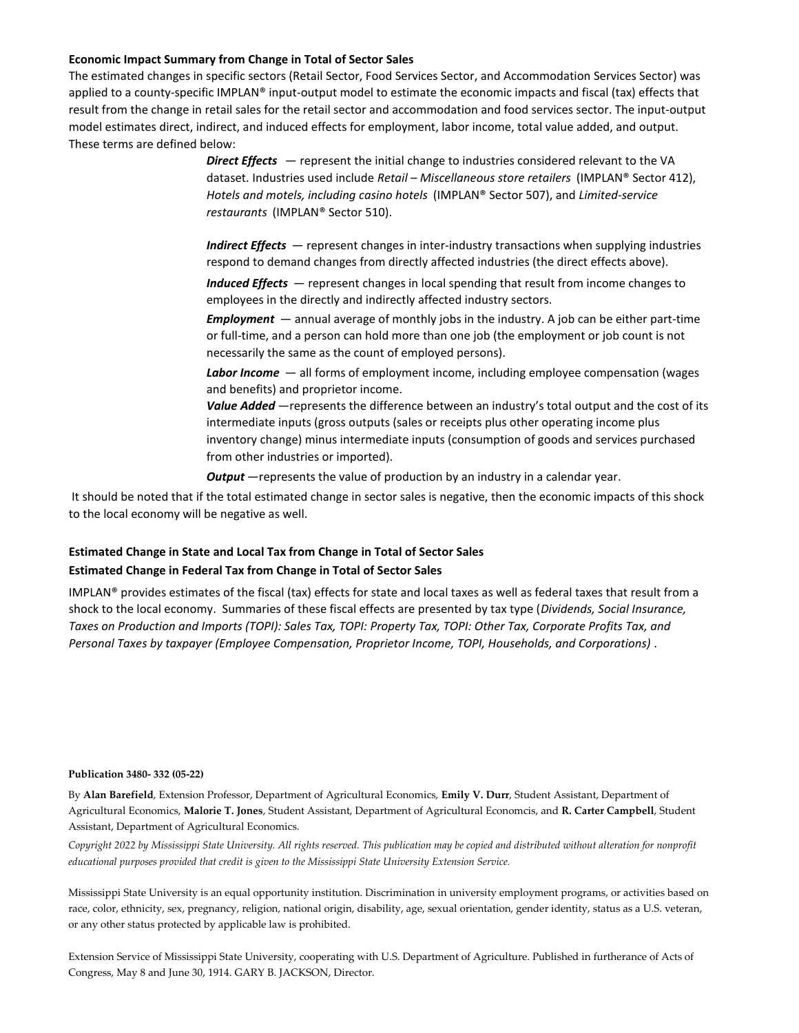**Economic Impact Summary from Change in Total of Sector Sales**

The estimated changes in specific sectors (Retail Sector, Food Services Sector, and Accommodation Services Sector) was applied to a county-specific IMPLAN® input-output model to estimate the economic impacts and fiscal (tax) effects that result from the change in retail sales for the retail sector and accommodation and food services sector. The input-output model estimates direct, indirect, and induced effects for employment, labor income, total value added, and output. These terms are defined below:

***Direct Effects*** — represent the initial change to industries considered relevant to the VA dataset. Industries used include *Retail – Miscellaneous store retailers* (IMPLAN® Sector 412), *Hotels and motels, including casino hotels* (IMPLAN® Sector 507), and *Limited-service restaurants* (IMPLAN® Sector 510).

***Indirect Effects*** — represent changes in inter-industry transactions when supplying industries respond to demand changes from directly affected industries (the direct effects above).

***Induced Effects*** — represent changes in local spending that result from income changes to employees in the directly and indirectly affected industry sectors.

***Employment*** — annual average of monthly jobs in the industry. A job can be either part-time or full-time, and a person can hold more than one job (the employment or job count is not necessarily the same as the count of employed persons).

***Labor Income*** — all forms of employment income, including employee compensation (wages and benefits) and proprietor income.

***Value Added*** —represents the difference between an industry's total output and the cost of its intermediate inputs (gross outputs (sales or receipts plus other operating income plus inventory change) minus intermediate inputs (consumption of goods and services purchased from other industries or imported).

***Output*** —represents the value of production by an industry in a calendar year.

It should be noted that if the total estimated change in sector sales is negative, then the economic impacts of this shock to the local economy will be negative as well.

**Estimated Change in State and Local Tax from Change in Total of Sector Sales**

**Estimated Change in Federal Tax from Change in Total of Sector Sales**

IMPLAN® provides estimates of the fiscal (tax) effects for state and local taxes as well as federal taxes that result from a shock to the local economy. Summaries of these fiscal effects are presented by tax type (*Dividends, Social Insurance, Taxes on Production and Imports (TOPI): Sales Tax, TOPI: Property Tax, TOPI: Other Tax, Corporate Profits Tax, and Personal Taxes by taxpayer (Employee Compensation, Proprietor Income, TOPI, Households, and Corporations)* .

**Publication 3480- 332 (05-22)**

By **Alan Barefield**, Extension Professor, Department of Agricultural Economics, **Emily V. Durr**, Student Assistant, Department of Agricultural Economics, **Malorie T. Jones**, Student Assistant, Department of Agricultural Economcis, and **R. Carter Campbell**, Student Assistant, Department of Agricultural Economics.

*Copyright 2022 by Mississippi State University. All rights reserved. This publication may be copied and distributed without alteration for nonprofit educational purposes provided that credit is given to the Mississippi State University Extension Service.*

Mississippi State University is an equal opportunity institution. Discrimination in university employment programs, or activities based on race, color, ethnicity, sex, pregnancy, religion, national origin, disability, age, sexual orientation, gender identity, status as a U.S. veteran, or any other status protected by applicable law is prohibited.

Extension Service of Mississippi State University, cooperating with U.S. Department of Agriculture. Published in furtherance of Acts of Congress, May 8 and June 30, 1914. GARY B. JACKSON, Director.